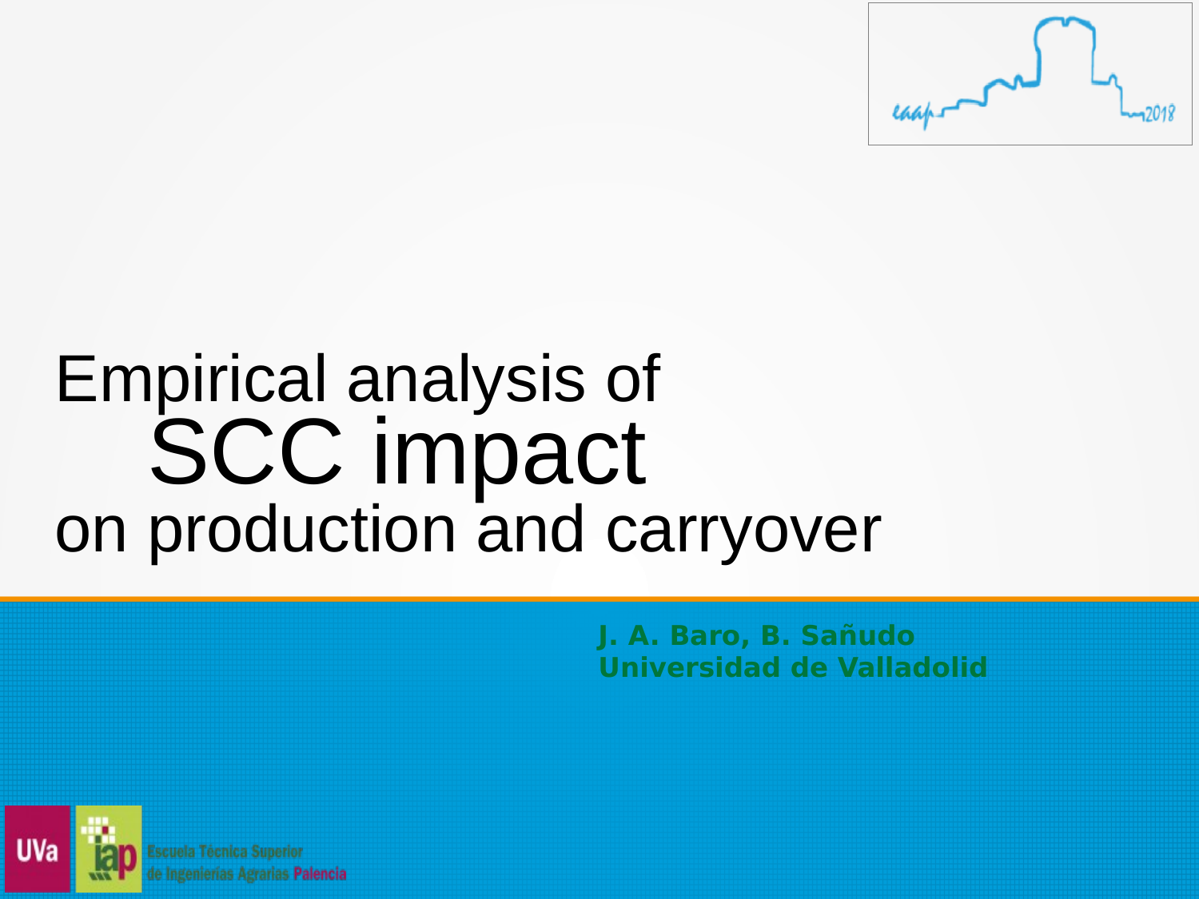# Empirical analysis of SCC impact on production and carryover

**J. A. Baro, B. Sañudo**
**Universidad de Valladolid**

Escuela Técnica Superior de Ingenierías Agrarias Palencia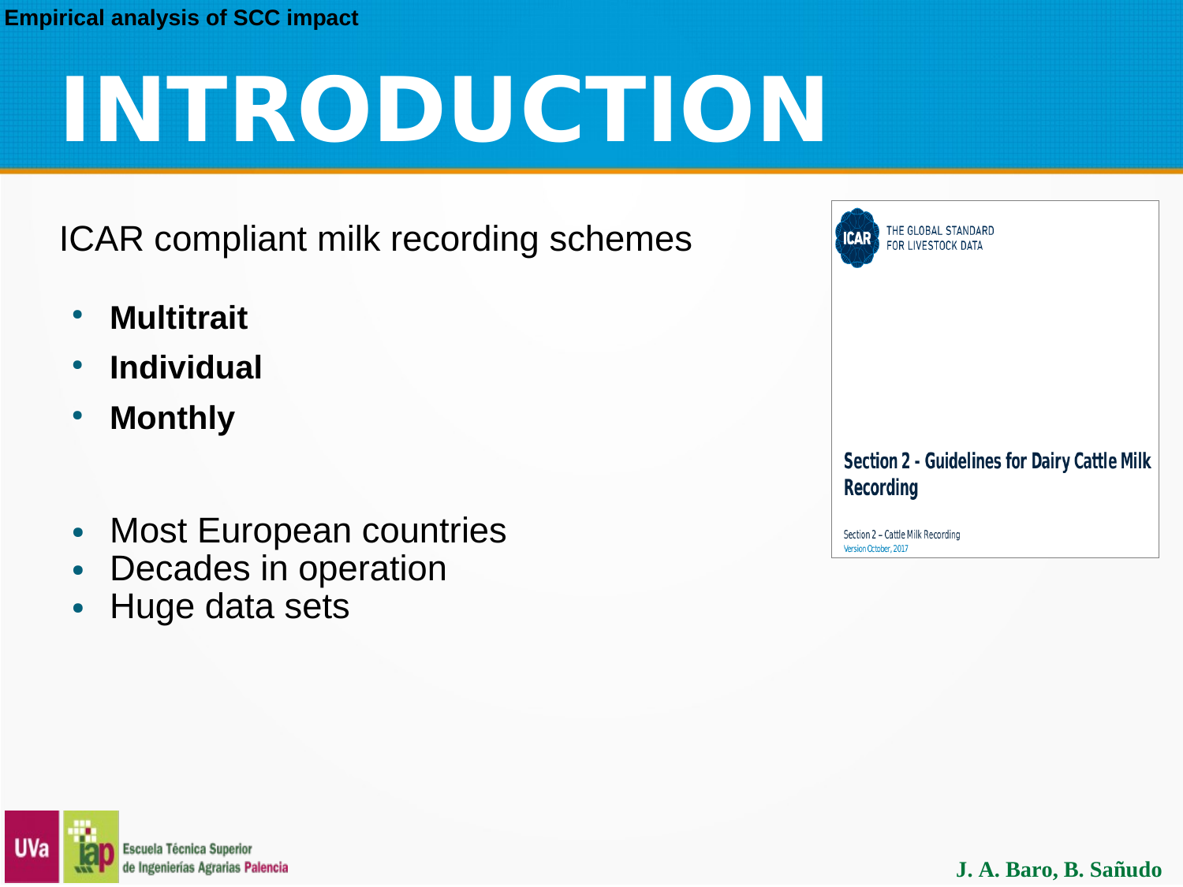# INTRODUCTION

ICAR compliant milk recording schemes

- **Multitrait**
- **Individual**
- **Monthly**

- Most European countries
- Decades in operation
- Huge data sets

ICAR THE GLOBAL STANDARD FOR LIVESTOCK DATA

**Section 2 - Guidelines for Dairy Cattle Milk Recording**

Section 2 – Cattle Milk Recording
Version October, 2017

UVa iap Escuela Técnica Superior de Ingenierías Agrarias Palencia

J. A. Baro, B. Sañudo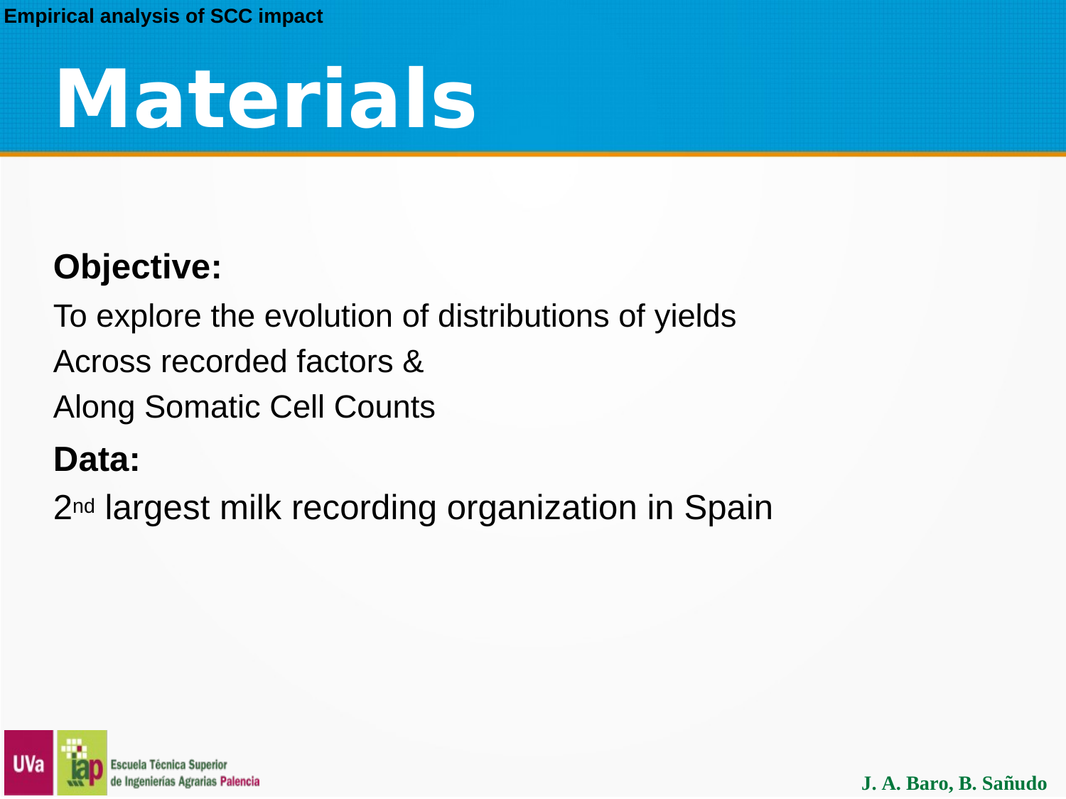# Materials

**Objective:**

To explore the evolution of distributions of yields

Across recorded factors &

Along Somatic Cell Counts

**Data:**

2nd largest milk recording organization in Spain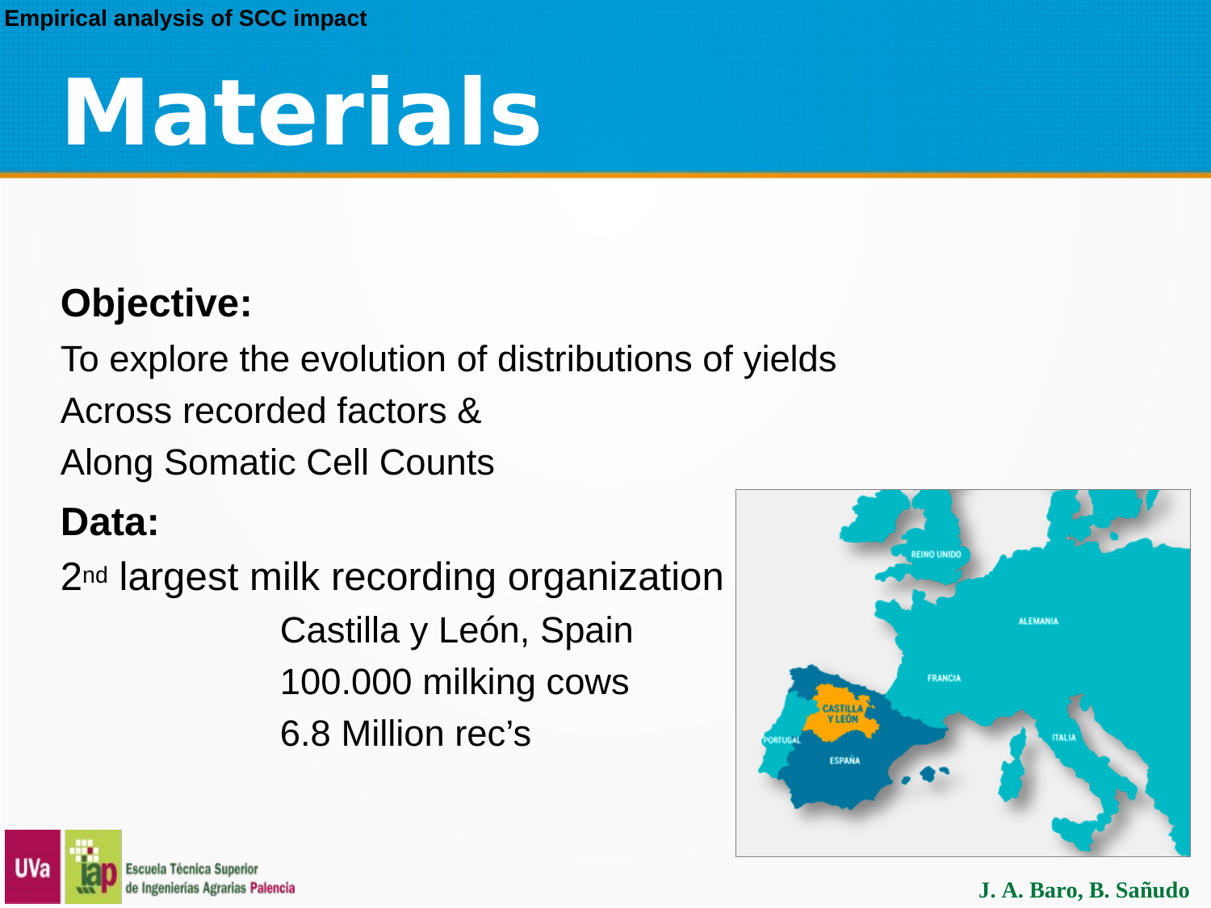# Materials

**Objective:**

To explore the evolution of distributions of yields

Across recorded factors &

Along Somatic Cell Counts

**Data:**

2nd largest milk recording organization

Castilla y León, Spain

100.000 milking cows

6.8 Million rec's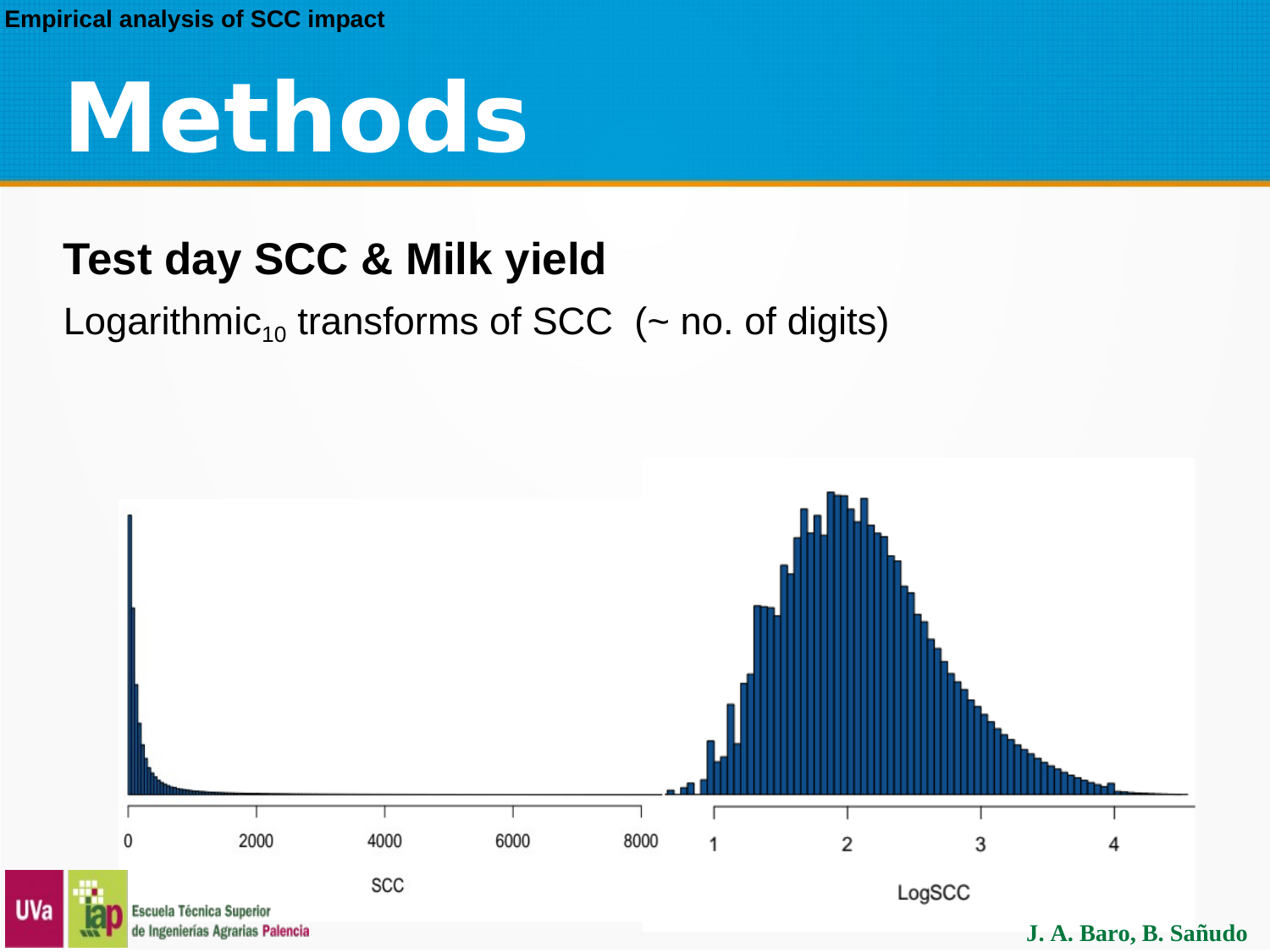# Methods

## Test day SCC & Milk yield

Logarithmic$_{10}$ transforms of SCC (~ no. of digits)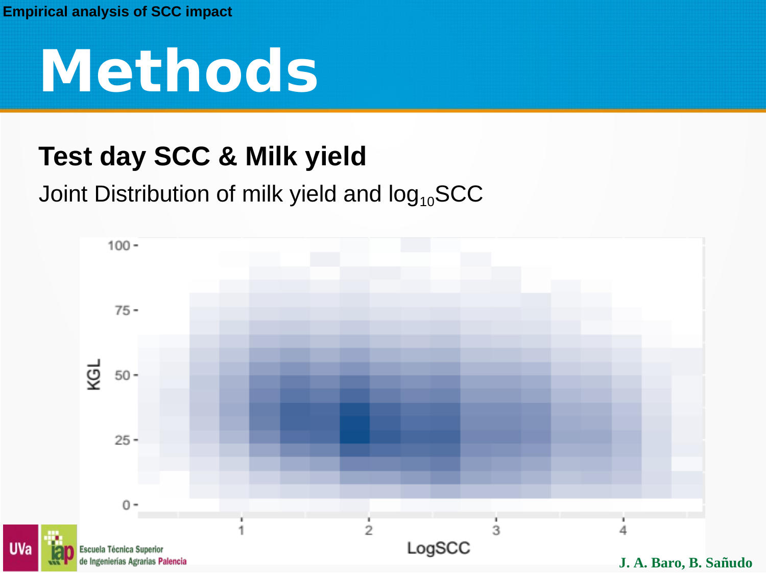# Methods

## Test day SCC & Milk yield

Joint Distribution of milk yield and $\log_{10}$SCC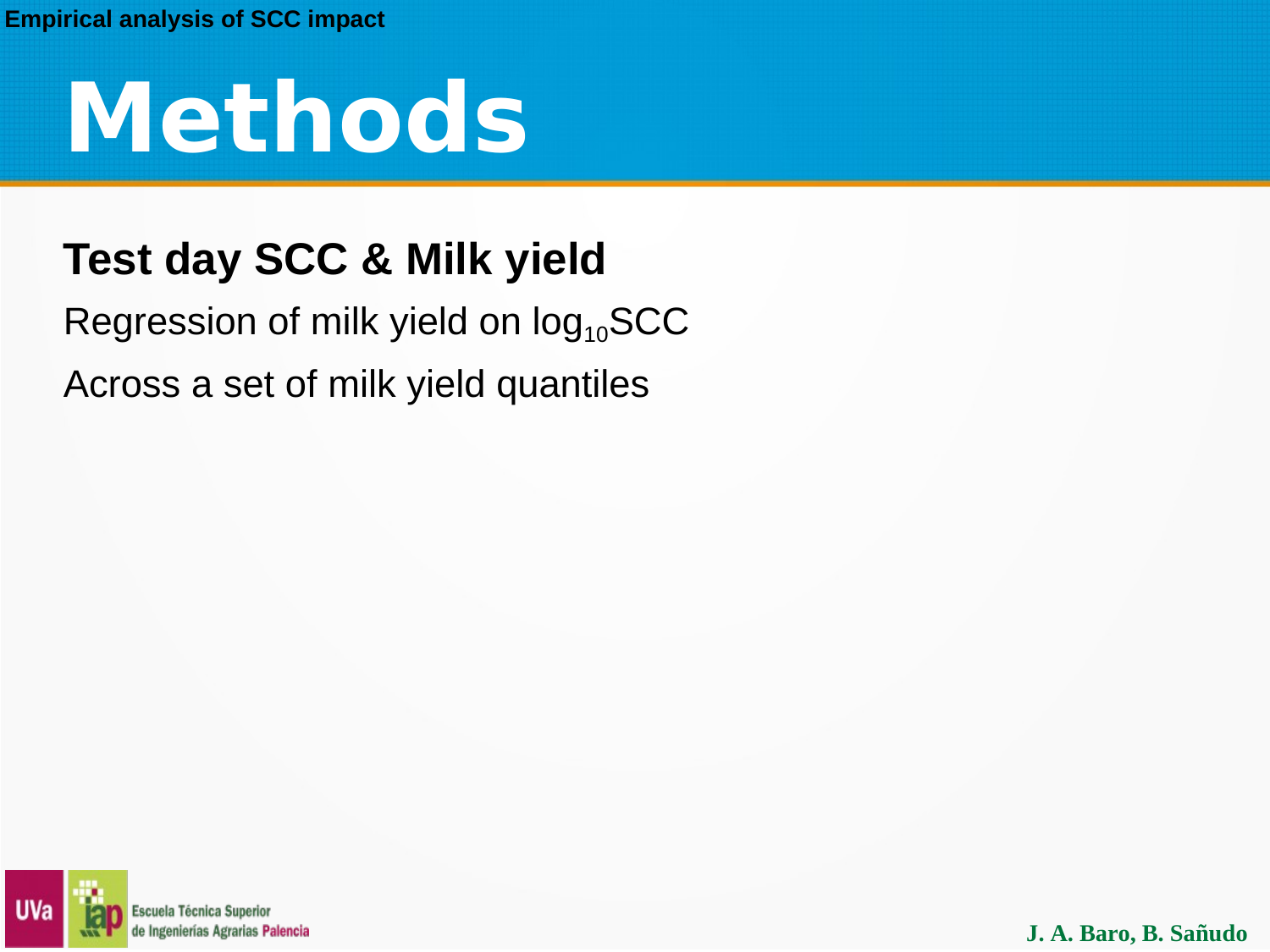# Methods

### Test day SCC & Milk yield

Regression of milk yield on $\log_{10}$SCC

Across a set of milk yield quantiles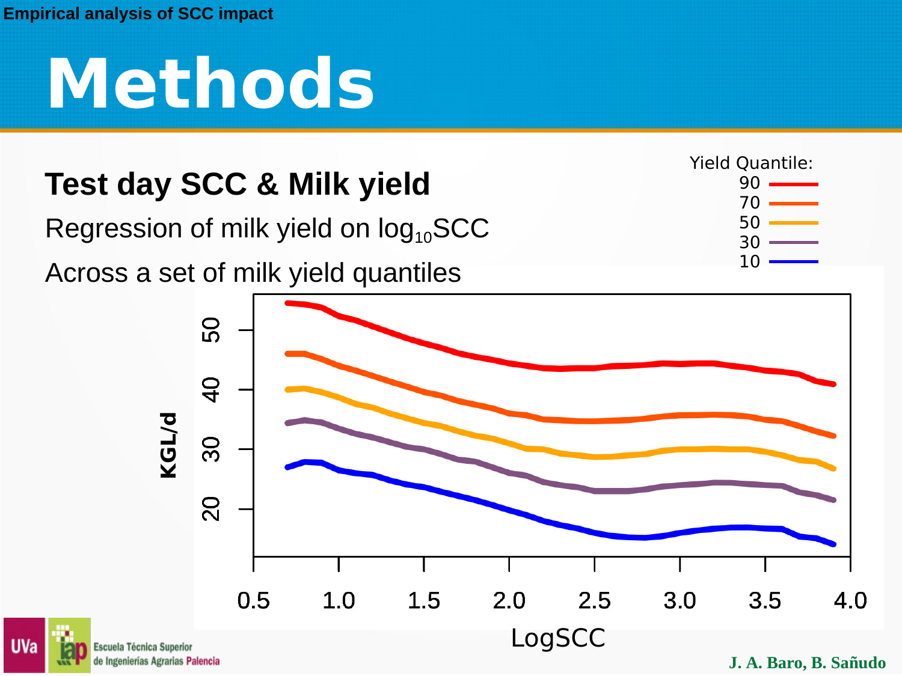# Methods

## Test day SCC & Milk yield

Regression of milk yield on $\log_{10}$SCC

Across a set of milk yield quantiles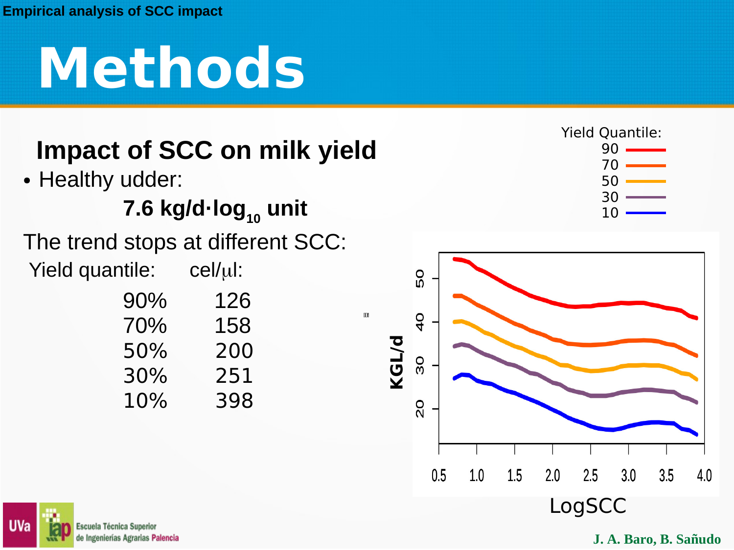# Methods

## Impact of SCC on milk yield

- Healthy udder:

**7.6 kg/d·log$_{10}$ unit**

The trend stops at different SCC:

| Yield quantile: | cel/μl: |
|---|---|
| 90% | 126 |
| 70% | 158 |
| 50% | 200 |
| 30% | 251 |
| 10% | 398 |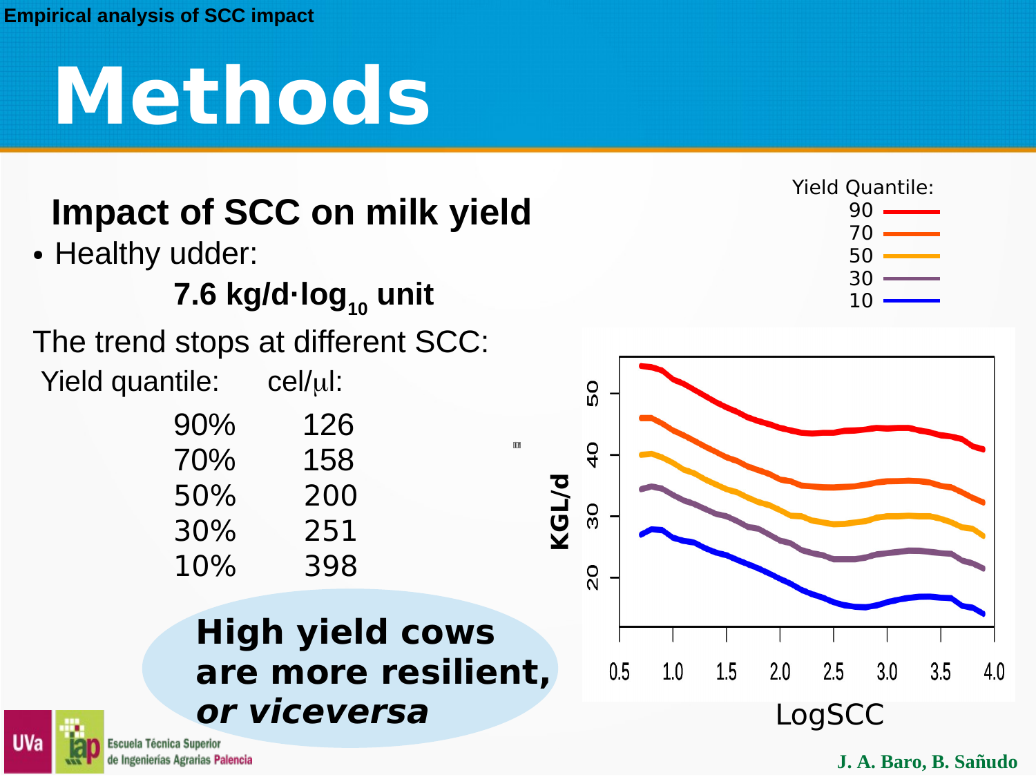# Methods

## Impact of SCC on milk yield

- Healthy udder:

  **7.6 kg/d·$\log_{10}$ unit**

The trend stops at different SCC:

| Yield quantile: | cel/μl: |
|---|---|
| 90% | 126 |
| 70% | 158 |
| 50% | 200 |
| 30% | 251 |
| 10% | 398 |

**High yield cows are more resilient, *or viceversa***

Yield Quantile: 90, 70, 50, 30, 10

KGL/d

LogSCC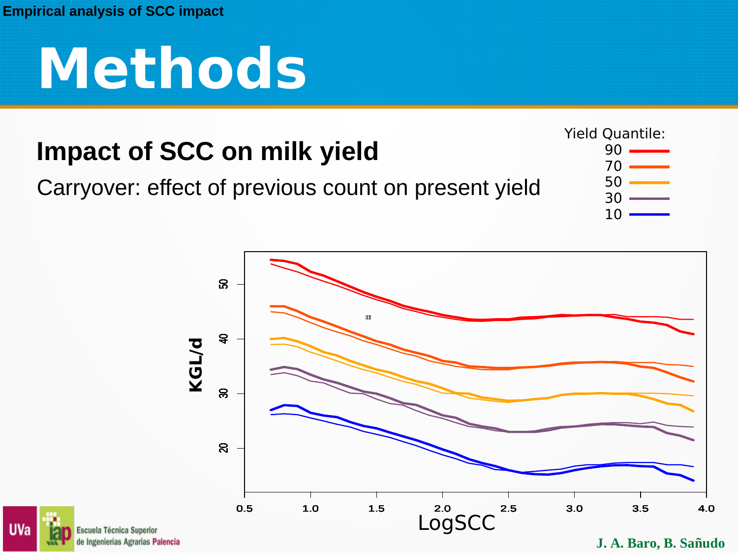Empirical analysis of SCC impact

# Methods

## Impact of SCC on milk yield

Carryover: effect of previous count on present yield

Yield Quantile:
90
70
50
30
10

KGL/d

LogSCC

J. A. Baro, B. Sañudo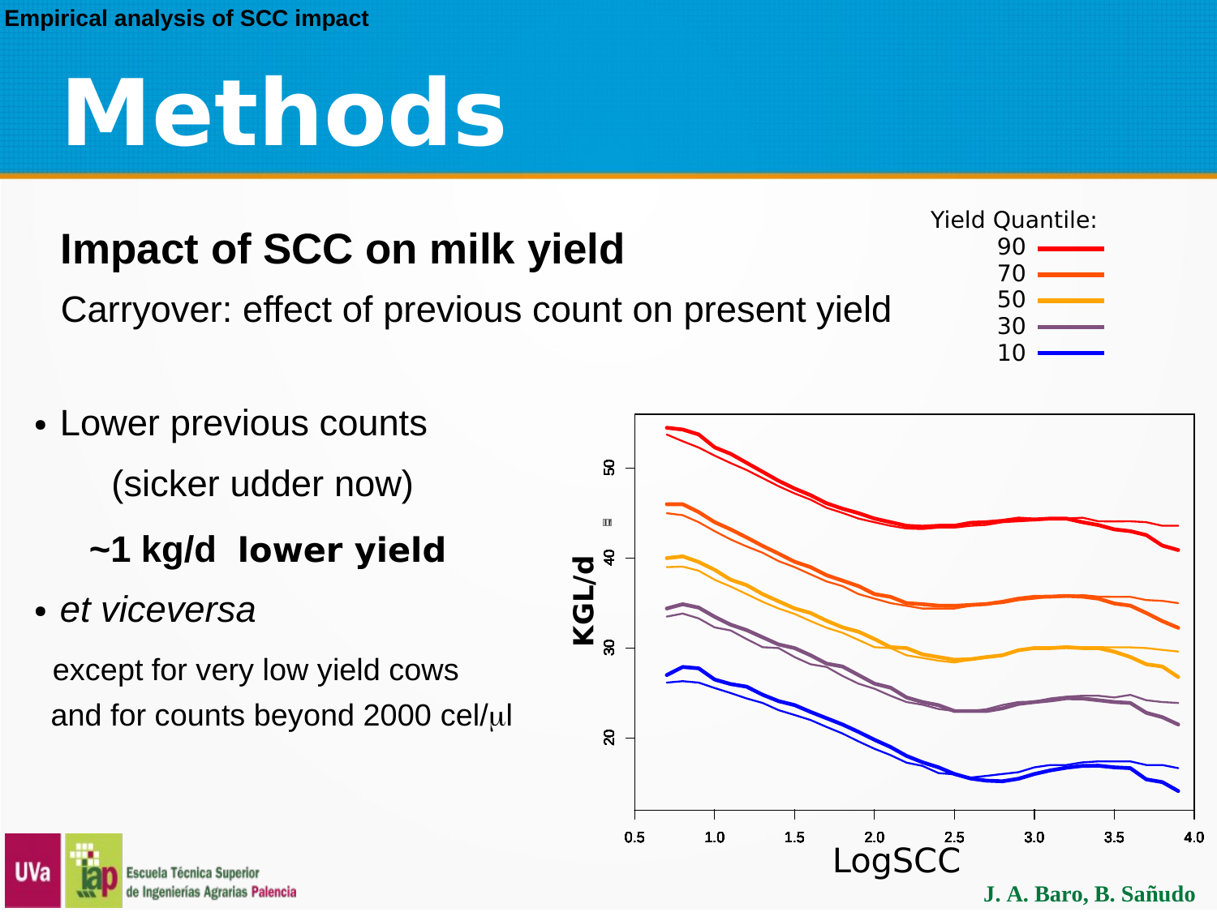# Methods

## Impact of SCC on milk yield

Carryover: effect of previous count on present yield

- Lower previous counts

  (sicker udder now)

  **~1 kg/d lower yield**

- *et viceversa*

  except for very low yield cows
  and for counts beyond 2000 cel/μl

Yield Quantile: 90, 70, 50, 30, 10

KGL/d

LogSCC

J. A. Baro, B. Sañudo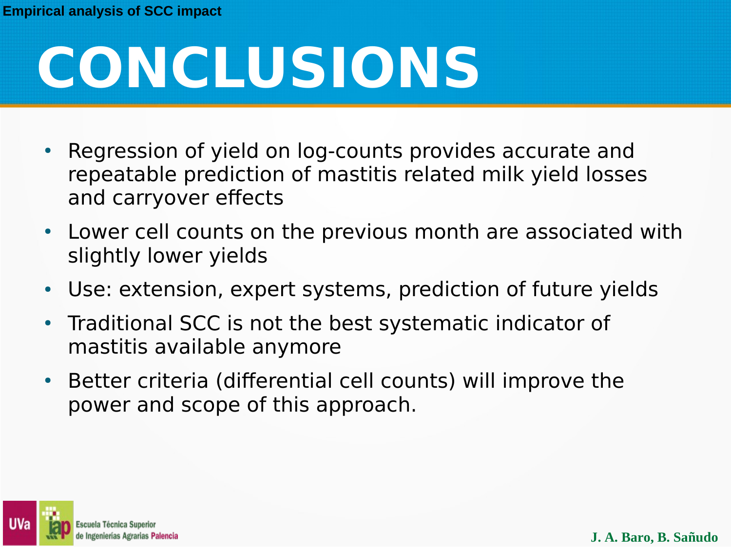# CONCLUSIONS

- Regression of yield on log-counts provides accurate and repeatable prediction of mastitis related milk yield losses and carryover effects
- Lower cell counts on the previous month are associated with slightly lower yields
- Use: extension, expert systems, prediction of future yields
- Traditional SCC is not the best systematic indicator of mastitis available anymore
- Better criteria (differential cell counts) will improve the power and scope of this approach.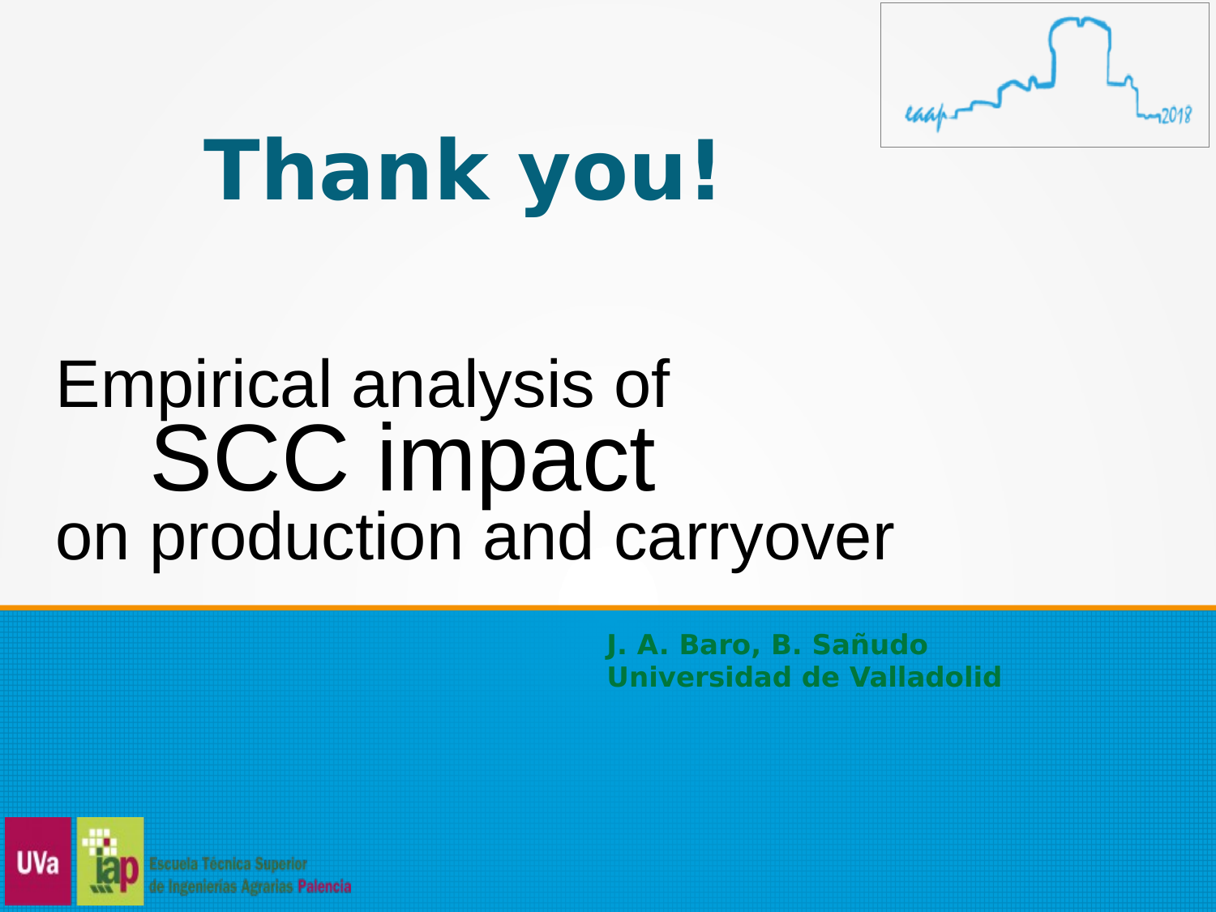# Thank you!

Empirical analysis of
SCC impact
on production and carryover

**J. A. Baro, B. Sañudo**
**Universidad de Valladolid**

UVa

iap Escuela Técnica Superior de Ingenierías Agrarias Palencia

eaap 2018